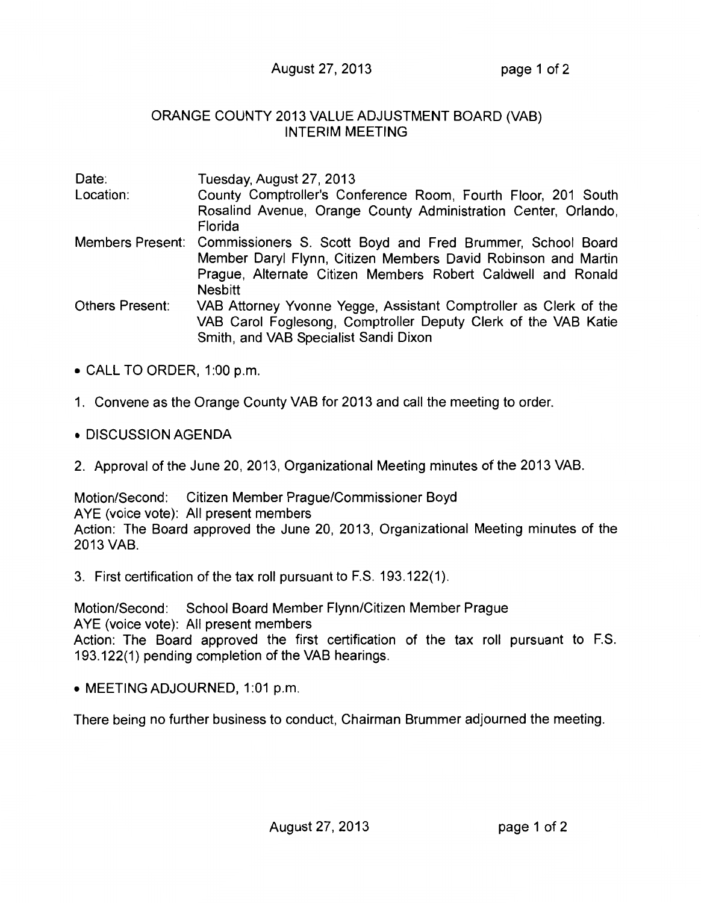# ORANGE COUNTY 2013 VALUE ADJUSTMENT BOARD (VAB) INTERIM MEETING

| | |
|---|---|
| Date: | Tuesday, August 27, 2013 |
| Location: | County Comptroller's Conference Room, Fourth Floor, 201 South Rosalind Avenue, Orange County Administration Center, Orlando, Florida |
| Members Present: | Commissioners S. Scott Boyd and Fred Brummer, School Board Member Daryl Flynn, Citizen Members David Robinson and Martin Prague, Alternate Citizen Members Robert Caldwell and Ronald Nesbitt |
| Others Present: | VAB Attorney Yvonne Yegge, Assistant Comptroller as Clerk of the VAB Carol Foglesong, Comptroller Deputy Clerk of the VAB Katie Smith, and VAB Specialist Sandi Dixon |

- CALL TO ORDER, 1:00 p.m.

1. Convene as the Orange County VAB for 2013 and call the meeting to order.

- DISCUSSION AGENDA

2. Approval of the June 20, 2013, Organizational Meeting minutes of the 2013 VAB.

Motion/Second: Citizen Member Prague/Commissioner Boyd
AYE (voice vote): All present members
Action: The Board approved the June 20, 2013, Organizational Meeting minutes of the 2013 VAB.

3. First certification of the tax roll pursuant to F.S. 193.122(1).

Motion/Second: School Board Member Flynn/Citizen Member Prague
AYE (voice vote): All present members
Action: The Board approved the first certification of the tax roll pursuant to F.S. 193.122(1) pending completion of the VAB hearings.

- MEETING ADJOURNED, 1:01 p.m.

There being no further business to conduct, Chairman Brummer adjourned the meeting.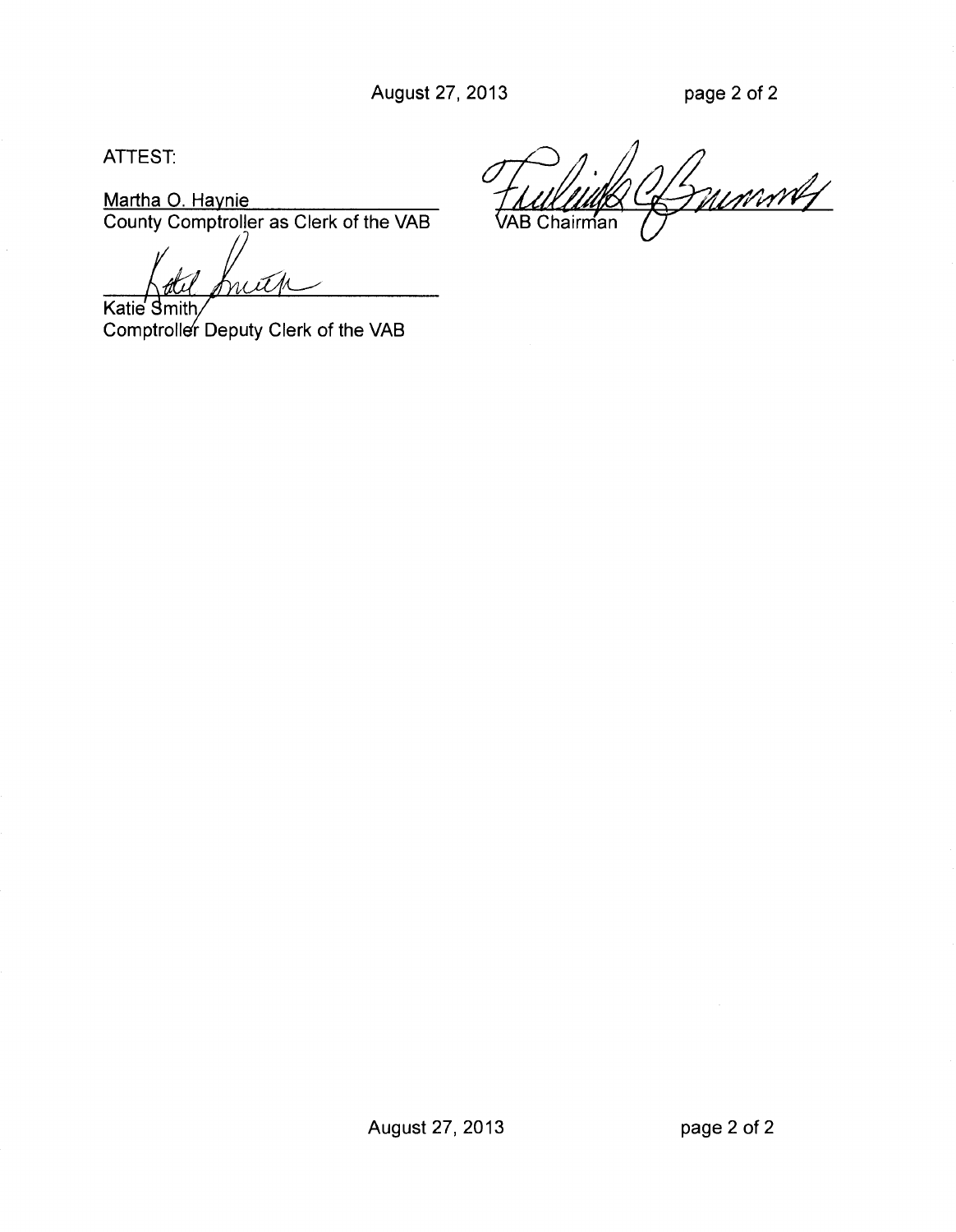ATTEST:

Martha O. Haynie
County Comptroller as Clerk of the VAB

Katie Smith
Comptroller Deputy Clerk of the VAB

VAB Chairman